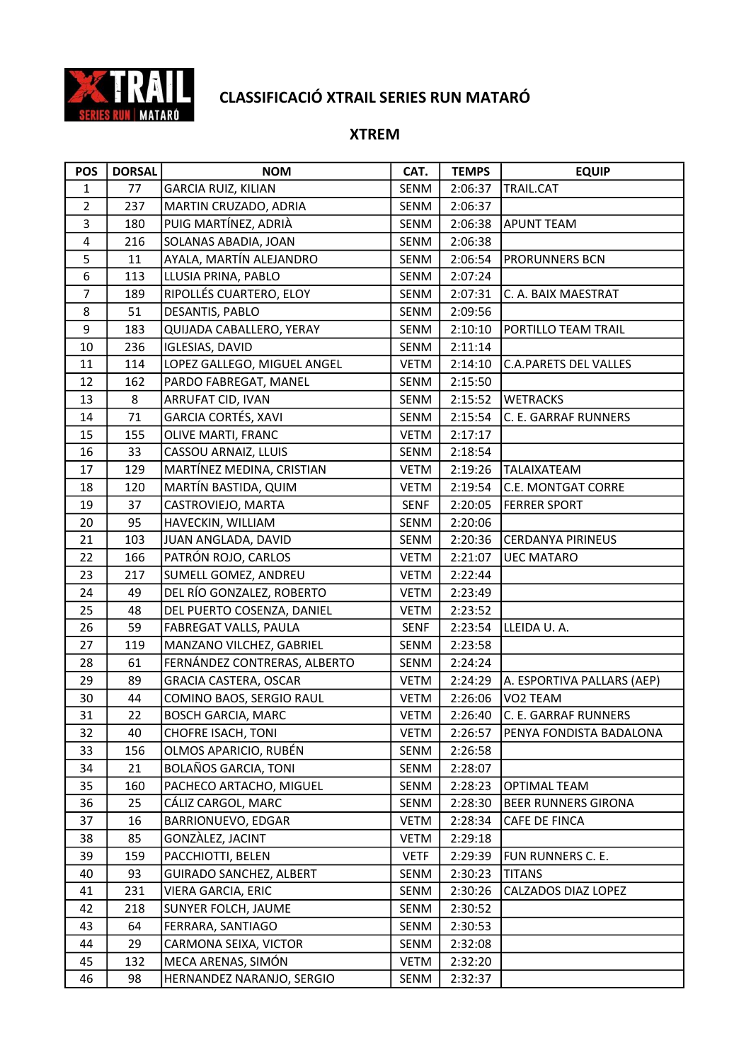# CLASSIFICACIÓ XTRAIL SERIES RUN MATARÓ

## XTREM

| POS | DORSAL | NOM | CAT. | TEMPS | EQUIP |
|---|---|---|---|---|---|
| 1 | 77 | GARCIA RUIZ, KILIAN | SENM | 2:06:37 | TRAIL.CAT |
| 2 | 237 | MARTIN CRUZADO, ADRIA | SENM | 2:06:37 | |
| 3 | 180 | PUIG MARTÍNEZ, ADRIÀ | SENM | 2:06:38 | APUNT TEAM |
| 4 | 216 | SOLANAS ABADIA, JOAN | SENM | 2:06:38 | |
| 5 | 11 | AYALA, MARTÍN ALEJANDRO | SENM | 2:06:54 | PRORUNNERS BCN |
| 6 | 113 | LLUSIA PRINA, PABLO | SENM | 2:07:24 | |
| 7 | 189 | RIPOLLÉS CUARTERO, ELOY | SENM | 2:07:31 | C. A. BAIX MAESTRAT |
| 8 | 51 | DESANTIS, PABLO | SENM | 2:09:56 | |
| 9 | 183 | QUIJADA CABALLERO, YERAY | SENM | 2:10:10 | PORTILLO TEAM TRAIL |
| 10 | 236 | IGLESIAS, DAVID | SENM | 2:11:14 | |
| 11 | 114 | LOPEZ GALLEGO, MIGUEL ANGEL | VETM | 2:14:10 | C.A.PARETS DEL VALLES |
| 12 | 162 | PARDO FABREGAT, MANEL | SENM | 2:15:50 | |
| 13 | 8 | ARRUFAT CID, IVAN | SENM | 2:15:52 | WETRACKS |
| 14 | 71 | GARCIA CORTÉS, XAVI | SENM | 2:15:54 | C. E. GARRAF RUNNERS |
| 15 | 155 | OLIVE MARTI, FRANC | VETM | 2:17:17 | |
| 16 | 33 | CASSOU ARNAIZ, LLUIS | SENM | 2:18:54 | |
| 17 | 129 | MARTÍNEZ MEDINA, CRISTIAN | VETM | 2:19:26 | TALAIXATEAM |
| 18 | 120 | MARTÍN BASTIDA, QUIM | VETM | 2:19:54 | C.E. MONTGAT CORRE |
| 19 | 37 | CASTROVIEJO, MARTA | SENF | 2:20:05 | FERRER SPORT |
| 20 | 95 | HAVECKIN, WILLIAM | SENM | 2:20:06 | |
| 21 | 103 | JUAN ANGLADA, DAVID | SENM | 2:20:36 | CERDANYA PIRINEUS |
| 22 | 166 | PATRÓN ROJO, CARLOS | VETM | 2:21:07 | UEC MATARO |
| 23 | 217 | SUMELL GOMEZ, ANDREU | VETM | 2:22:44 | |
| 24 | 49 | DEL RÍO GONZALEZ, ROBERTO | VETM | 2:23:49 | |
| 25 | 48 | DEL PUERTO COSENZA, DANIEL | VETM | 2:23:52 | |
| 26 | 59 | FABREGAT VALLS, PAULA | SENF | 2:23:54 | LLEIDA U. A. |
| 27 | 119 | MANZANO VILCHEZ, GABRIEL | SENM | 2:23:58 | |
| 28 | 61 | FERNÁNDEZ CONTRERAS, ALBERTO | SENM | 2:24:24 | |
| 29 | 89 | GRACIA CASTERA, OSCAR | VETM | 2:24:29 | A. ESPORTIVA PALLARS (AEP) |
| 30 | 44 | COMINO BAOS, SERGIO RAUL | VETM | 2:26:06 | VO2 TEAM |
| 31 | 22 | BOSCH GARCIA, MARC | VETM | 2:26:40 | C. E. GARRAF RUNNERS |
| 32 | 40 | CHOFRE ISACH, TONI | VETM | 2:26:57 | PENYA FONDISTA BADALONA |
| 33 | 156 | OLMOS APARICIO, RUBÉN | SENM | 2:26:58 | |
| 34 | 21 | BOLAÑOS GARCIA, TONI | SENM | 2:28:07 | |
| 35 | 160 | PACHECO ARTACHO, MIGUEL | SENM | 2:28:23 | OPTIMAL TEAM |
| 36 | 25 | CÁLIZ CARGOL, MARC | SENM | 2:28:30 | BEER RUNNERS GIRONA |
| 37 | 16 | BARRIONUEVO, EDGAR | VETM | 2:28:34 | CAFE DE FINCA |
| 38 | 85 | GONZÀLEZ, JACINT | VETM | 2:29:18 | |
| 39 | 159 | PACCHIOTTI, BELEN | VETF | 2:29:39 | FUN RUNNERS C. E. |
| 40 | 93 | GUIRADO SANCHEZ, ALBERT | SENM | 2:30:23 | TITANS |
| 41 | 231 | VIERA GARCIA, ERIC | SENM | 2:30:26 | CALZADOS DIAZ LOPEZ |
| 42 | 218 | SUNYER FOLCH, JAUME | SENM | 2:30:52 | |
| 43 | 64 | FERRARA, SANTIAGO | SENM | 2:30:53 | |
| 44 | 29 | CARMONA SEIXA, VICTOR | SENM | 2:32:08 | |
| 45 | 132 | MECA ARENAS, SIMÓN | VETM | 2:32:20 | |
| 46 | 98 | HERNANDEZ NARANJO, SERGIO | SENM | 2:32:37 | |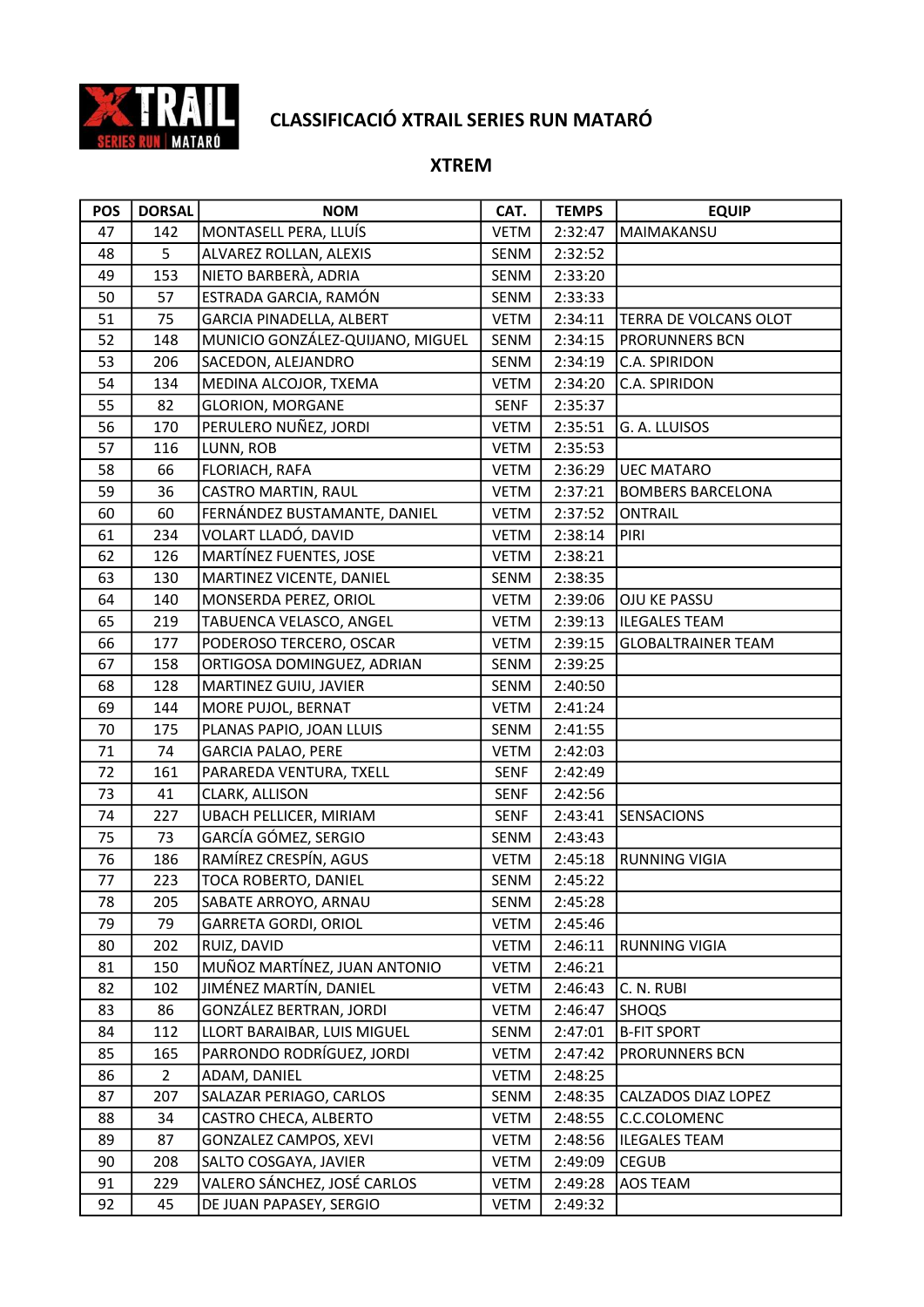# CLASSIFICACIÓ XTRAIL SERIES RUN MATARÓ

## XTREM

| POS | DORSAL | NOM | CAT. | TEMPS | EQUIP |
|---|---|---|---|---|---|
| 47 | 142 | MONTASELL PERA, LLUÍS | VETM | 2:32:47 | MAIMAKANSU |
| 48 | 5 | ALVAREZ ROLLAN, ALEXIS | SENM | 2:32:52 | |
| 49 | 153 | NIETO BARBERÀ, ADRIA | SENM | 2:33:20 | |
| 50 | 57 | ESTRADA GARCIA, RAMÓN | SENM | 2:33:33 | |
| 51 | 75 | GARCIA PINADELLA, ALBERT | VETM | 2:34:11 | TERRA DE VOLCANS OLOT |
| 52 | 148 | MUNICIO GONZÁLEZ-QUIJANO, MIGUEL | SENM | 2:34:15 | PRORUNNERS BCN |
| 53 | 206 | SACEDON, ALEJANDRO | SENM | 2:34:19 | C.A. SPIRIDON |
| 54 | 134 | MEDINA ALCOJOR, TXEMA | VETM | 2:34:20 | C.A. SPIRIDON |
| 55 | 82 | GLORION, MORGANE | SENF | 2:35:37 | |
| 56 | 170 | PERULERO NUÑEZ, JORDI | VETM | 2:35:51 | G. A. LLUISOS |
| 57 | 116 | LUNN, ROB | VETM | 2:35:53 | |
| 58 | 66 | FLORIACH, RAFA | VETM | 2:36:29 | UEC MATARO |
| 59 | 36 | CASTRO MARTIN, RAUL | VETM | 2:37:21 | BOMBERS BARCELONA |
| 60 | 60 | FERNÁNDEZ BUSTAMANTE, DANIEL | VETM | 2:37:52 | ONTRAIL |
| 61 | 234 | VOLART LLADÓ, DAVID | VETM | 2:38:14 | PIRI |
| 62 | 126 | MARTÍNEZ FUENTES, JOSE | VETM | 2:38:21 | |
| 63 | 130 | MARTINEZ VICENTE, DANIEL | SENM | 2:38:35 | |
| 64 | 140 | MONSERDA PEREZ, ORIOL | VETM | 2:39:06 | OJU KE PASSU |
| 65 | 219 | TABUENCA VELASCO, ANGEL | VETM | 2:39:13 | ILEGALES TEAM |
| 66 | 177 | PODEROSO TERCERO, OSCAR | VETM | 2:39:15 | GLOBALTRAINER TEAM |
| 67 | 158 | ORTIGOSA DOMINGUEZ, ADRIAN | SENM | 2:39:25 | |
| 68 | 128 | MARTINEZ GUIU, JAVIER | SENM | 2:40:50 | |
| 69 | 144 | MORE PUJOL, BERNAT | VETM | 2:41:24 | |
| 70 | 175 | PLANAS PAPIO, JOAN LLUIS | SENM | 2:41:55 | |
| 71 | 74 | GARCIA PALAO, PERE | VETM | 2:42:03 | |
| 72 | 161 | PARAREDA VENTURA, TXELL | SENF | 2:42:49 | |
| 73 | 41 | CLARK, ALLISON | SENF | 2:42:56 | |
| 74 | 227 | UBACH PELLICER, MIRIAM | SENF | 2:43:41 | SENSACIONS |
| 75 | 73 | GARCÍA GÓMEZ, SERGIO | SENM | 2:43:43 | |
| 76 | 186 | RAMÍREZ CRESPÍN, AGUS | VETM | 2:45:18 | RUNNING VIGIA |
| 77 | 223 | TOCA ROBERTO, DANIEL | SENM | 2:45:22 | |
| 78 | 205 | SABATE ARROYO, ARNAU | SENM | 2:45:28 | |
| 79 | 79 | GARRETA GORDI, ORIOL | VETM | 2:45:46 | |
| 80 | 202 | RUIZ, DAVID | VETM | 2:46:11 | RUNNING VIGIA |
| 81 | 150 | MUÑOZ MARTÍNEZ, JUAN ANTONIO | VETM | 2:46:21 | |
| 82 | 102 | JIMÉNEZ MARTÍN, DANIEL | VETM | 2:46:43 | C. N. RUBI |
| 83 | 86 | GONZÁLEZ BERTRAN, JORDI | VETM | 2:46:47 | SHOQS |
| 84 | 112 | LLORT BARAIBAR, LUIS MIGUEL | SENM | 2:47:01 | B-FIT SPORT |
| 85 | 165 | PARRONDO RODRÍGUEZ, JORDI | VETM | 2:47:42 | PRORUNNERS BCN |
| 86 | 2 | ADAM, DANIEL | VETM | 2:48:25 | |
| 87 | 207 | SALAZAR PERIAGO, CARLOS | SENM | 2:48:35 | CALZADOS DIAZ LOPEZ |
| 88 | 34 | CASTRO CHECA, ALBERTO | VETM | 2:48:55 | C.C.COLOMENC |
| 89 | 87 | GONZALEZ CAMPOS, XEVI | VETM | 2:48:56 | ILEGALES TEAM |
| 90 | 208 | SALTO COSGAYA, JAVIER | VETM | 2:49:09 | CEGUB |
| 91 | 229 | VALERO SÁNCHEZ, JOSÉ CARLOS | VETM | 2:49:28 | AOS TEAM |
| 92 | 45 | DE JUAN PAPASEY, SERGIO | VETM | 2:49:32 | |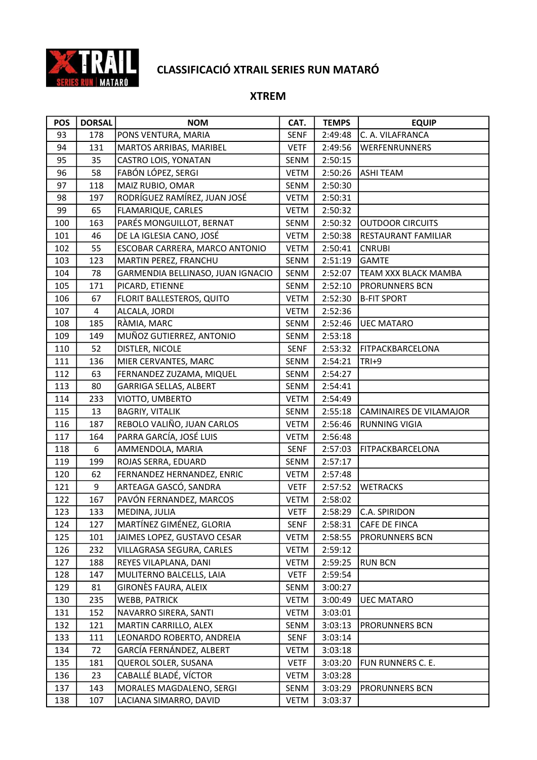# CLASSIFICACIÓ XTRAIL SERIES RUN MATARÓ

## XTREM

| POS | DORSAL | NOM | CAT. | TEMPS | EQUIP |
|---|---|---|---|---|---|
| 93 | 178 | PONS VENTURA, MARIA | SENF | 2:49:48 | C. A. VILAFRANCA |
| 94 | 131 | MARTOS ARRIBAS, MARIBEL | VETF | 2:49:56 | WERFENRUNNERS |
| 95 | 35 | CASTRO LOIS, YONATAN | SENM | 2:50:15 | |
| 96 | 58 | FABÓN LÓPEZ, SERGI | VETM | 2:50:26 | ASHI TEAM |
| 97 | 118 | MAIZ RUBIO, OMAR | SENM | 2:50:30 | |
| 98 | 197 | RODRÍGUEZ RAMÍREZ, JUAN JOSÉ | VETM | 2:50:31 | |
| 99 | 65 | FLAMARIQUE, CARLES | VETM | 2:50:32 | |
| 100 | 163 | PARÉS MONGUILLOT, BERNAT | SENM | 2:50:32 | OUTDOOR CIRCUITS |
| 101 | 46 | DE LA IGLESIA CANO, JOSÉ | VETM | 2:50:38 | RESTAURANT FAMILIAR |
| 102 | 55 | ESCOBAR CARRERA, MARCO ANTONIO | VETM | 2:50:41 | CNRUBI |
| 103 | 123 | MARTIN PEREZ, FRANCHU | SENM | 2:51:19 | GAMTE |
| 104 | 78 | GARMENDIA BELLINASO, JUAN IGNACIO | SENM | 2:52:07 | TEAM XXX BLACK MAMBA |
| 105 | 171 | PICARD, ETIENNE | SENM | 2:52:10 | PRORUNNERS BCN |
| 106 | 67 | FLORIT BALLESTEROS, QUITO | VETM | 2:52:30 | B-FIT SPORT |
| 107 | 4 | ALCALA, JORDI | VETM | 2:52:36 | |
| 108 | 185 | RÀMIA, MARC | SENM | 2:52:46 | UEC MATARO |
| 109 | 149 | MUÑOZ GUTIERREZ, ANTONIO | SENM | 2:53:18 | |
| 110 | 52 | DISTLER, NICOLE | SENF | 2:53:32 | FITPACKBARCELONA |
| 111 | 136 | MIER CERVANTES, MARC | SENM | 2:54:21 | TRI+9 |
| 112 | 63 | FERNANDEZ ZUZAMA, MIQUEL | SENM | 2:54:27 | |
| 113 | 80 | GARRIGA SELLAS, ALBERT | SENM | 2:54:41 | |
| 114 | 233 | VIOTTO, UMBERTO | VETM | 2:54:49 | |
| 115 | 13 | BAGRIY, VITALIK | SENM | 2:55:18 | CAMINAIRES DE VILAMAJOR |
| 116 | 187 | REBOLO VALIÑO, JUAN CARLOS | VETM | 2:56:46 | RUNNING VIGIA |
| 117 | 164 | PARRA GARCÍA, JOSÉ LUIS | VETM | 2:56:48 | |
| 118 | 6 | AMMENDOLA, MARIA | SENF | 2:57:03 | FITPACKBARCELONA |
| 119 | 199 | ROJAS SERRA, EDUARD | SENM | 2:57:17 | |
| 120 | 62 | FERNANDEZ HERNANDEZ, ENRIC | VETM | 2:57:48 | |
| 121 | 9 | ARTEAGA GASCÓ, SANDRA | VETF | 2:57:52 | WETRACKS |
| 122 | 167 | PAVÓN FERNANDEZ, MARCOS | VETM | 2:58:02 | |
| 123 | 133 | MEDINA, JULIA | VETF | 2:58:29 | C.A. SPIRIDON |
| 124 | 127 | MARTÍNEZ GIMÉNEZ, GLORIA | SENF | 2:58:31 | CAFE DE FINCA |
| 125 | 101 | JAIMES LOPEZ, GUSTAVO CESAR | VETM | 2:58:55 | PRORUNNERS BCN |
| 126 | 232 | VILLAGRASA SEGURA, CARLES | VETM | 2:59:12 | |
| 127 | 188 | REYES VILAPLANA, DANI | VETM | 2:59:25 | RUN BCN |
| 128 | 147 | MULITERNO BALCELLS, LAIA | VETF | 2:59:54 | |
| 129 | 81 | GIRONÈS FAURA, ALEIX | SENM | 3:00:27 | |
| 130 | 235 | WEBB, PATRICK | VETM | 3:00:49 | UEC MATARO |
| 131 | 152 | NAVARRO SIRERA, SANTI | VETM | 3:03:01 | |
| 132 | 121 | MARTIN CARRILLO, ALEX | SENM | 3:03:13 | PRORUNNERS BCN |
| 133 | 111 | LEONARDO ROBERTO, ANDREIA | SENF | 3:03:14 | |
| 134 | 72 | GARCÍA FERNÁNDEZ, ALBERT | VETM | 3:03:18 | |
| 135 | 181 | QUEROL SOLER, SUSANA | VETF | 3:03:20 | FUN RUNNERS C. E. |
| 136 | 23 | CABALLÉ BLADÉ, VÍCTOR | VETM | 3:03:28 | |
| 137 | 143 | MORALES MAGDALENO, SERGI | SENM | 3:03:29 | PRORUNNERS BCN |
| 138 | 107 | LACIANA SIMARRO, DAVID | VETM | 3:03:37 | |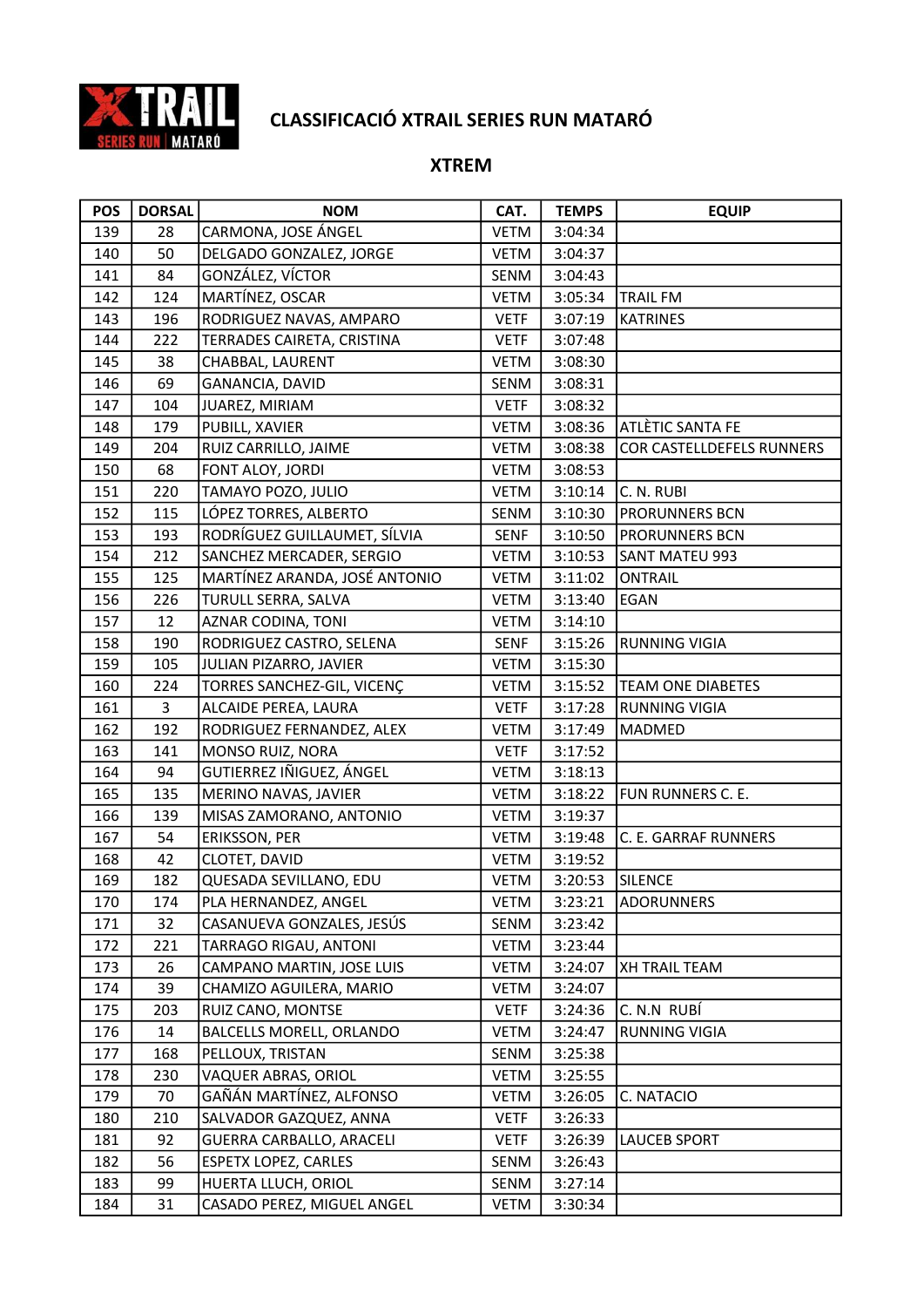# CLASSIFICACIÓ XTRAIL SERIES RUN MATARÓ

## XTREM

| POS | DORSAL | NOM | CAT. | TEMPS | EQUIP |
|---|---|---|---|---|---|
| 139 | 28 | CARMONA, JOSE ÁNGEL | VETM | 3:04:34 | |
| 140 | 50 | DELGADO GONZALEZ, JORGE | VETM | 3:04:37 | |
| 141 | 84 | GONZÁLEZ, VÍCTOR | SENM | 3:04:43 | |
| 142 | 124 | MARTÍNEZ, OSCAR | VETM | 3:05:34 | TRAIL FM |
| 143 | 196 | RODRIGUEZ NAVAS, AMPARO | VETF | 3:07:19 | KATRINES |
| 144 | 222 | TERRADES CAIRETA, CRISTINA | VETF | 3:07:48 | |
| 145 | 38 | CHABBAL, LAURENT | VETM | 3:08:30 | |
| 146 | 69 | GANANCIA, DAVID | SENM | 3:08:31 | |
| 147 | 104 | JUAREZ, MIRIAM | VETF | 3:08:32 | |
| 148 | 179 | PUBILL, XAVIER | VETM | 3:08:36 | ATLÈTIC SANTA FE |
| 149 | 204 | RUIZ CARRILLO, JAIME | VETM | 3:08:38 | COR CASTELLDEFELS RUNNERS |
| 150 | 68 | FONT ALOY, JORDI | VETM | 3:08:53 | |
| 151 | 220 | TAMAYO POZO, JULIO | VETM | 3:10:14 | C. N. RUBI |
| 152 | 115 | LÓPEZ TORRES, ALBERTO | SENM | 3:10:30 | PRORUNNERS BCN |
| 153 | 193 | RODRÍGUEZ GUILLAUMET, SÍLVIA | SENF | 3:10:50 | PRORUNNERS BCN |
| 154 | 212 | SANCHEZ MERCADER, SERGIO | VETM | 3:10:53 | SANT MATEU 993 |
| 155 | 125 | MARTÍNEZ ARANDA, JOSÉ ANTONIO | VETM | 3:11:02 | ONTRAIL |
| 156 | 226 | TURULL SERRA, SALVA | VETM | 3:13:40 | EGAN |
| 157 | 12 | AZNAR CODINA, TONI | VETM | 3:14:10 | |
| 158 | 190 | RODRIGUEZ CASTRO, SELENA | SENF | 3:15:26 | RUNNING VIGIA |
| 159 | 105 | JULIAN PIZARRO, JAVIER | VETM | 3:15:30 | |
| 160 | 224 | TORRES SANCHEZ-GIL, VICENÇ | VETM | 3:15:52 | TEAM ONE DIABETES |
| 161 | 3 | ALCAIDE PEREA, LAURA | VETF | 3:17:28 | RUNNING VIGIA |
| 162 | 192 | RODRIGUEZ FERNANDEZ, ALEX | VETM | 3:17:49 | MADMED |
| 163 | 141 | MONSO RUIZ, NORA | VETF | 3:17:52 | |
| 164 | 94 | GUTIERREZ IÑIGUEZ, ÁNGEL | VETM | 3:18:13 | |
| 165 | 135 | MERINO NAVAS, JAVIER | VETM | 3:18:22 | FUN RUNNERS C. E. |
| 166 | 139 | MISAS ZAMORANO, ANTONIO | VETM | 3:19:37 | |
| 167 | 54 | ERIKSSON, PER | VETM | 3:19:48 | C. E. GARRAF RUNNERS |
| 168 | 42 | CLOTET, DAVID | VETM | 3:19:52 | |
| 169 | 182 | QUESADA SEVILLANO, EDU | VETM | 3:20:53 | SILENCE |
| 170 | 174 | PLA HERNANDEZ, ANGEL | VETM | 3:23:21 | ADORUNNERS |
| 171 | 32 | CASANUEVA GONZALES, JESÚS | SENM | 3:23:42 | |
| 172 | 221 | TARRAGO RIGAU, ANTONI | VETM | 3:23:44 | |
| 173 | 26 | CAMPANO MARTIN, JOSE LUIS | VETM | 3:24:07 | XH TRAIL TEAM |
| 174 | 39 | CHAMIZO AGUILERA, MARIO | VETM | 3:24:07 | |
| 175 | 203 | RUIZ CANO, MONTSE | VETF | 3:24:36 | C. N.N RUBÍ |
| 176 | 14 | BALCELLS MORELL, ORLANDO | VETM | 3:24:47 | RUNNING VIGIA |
| 177 | 168 | PELLOUX, TRISTAN | SENM | 3:25:38 | |
| 178 | 230 | VAQUER ABRAS, ORIOL | VETM | 3:25:55 | |
| 179 | 70 | GAÑÁN MARTÍNEZ, ALFONSO | VETM | 3:26:05 | C. NATACIO |
| 180 | 210 | SALVADOR GAZQUEZ, ANNA | VETF | 3:26:33 | |
| 181 | 92 | GUERRA CARBALLO, ARACELI | VETF | 3:26:39 | LAUCEB SPORT |
| 182 | 56 | ESPETX LOPEZ, CARLES | SENM | 3:26:43 | |
| 183 | 99 | HUERTA LLUCH, ORIOL | SENM | 3:27:14 | |
| 184 | 31 | CASADO PEREZ, MIGUEL ANGEL | VETM | 3:30:34 | |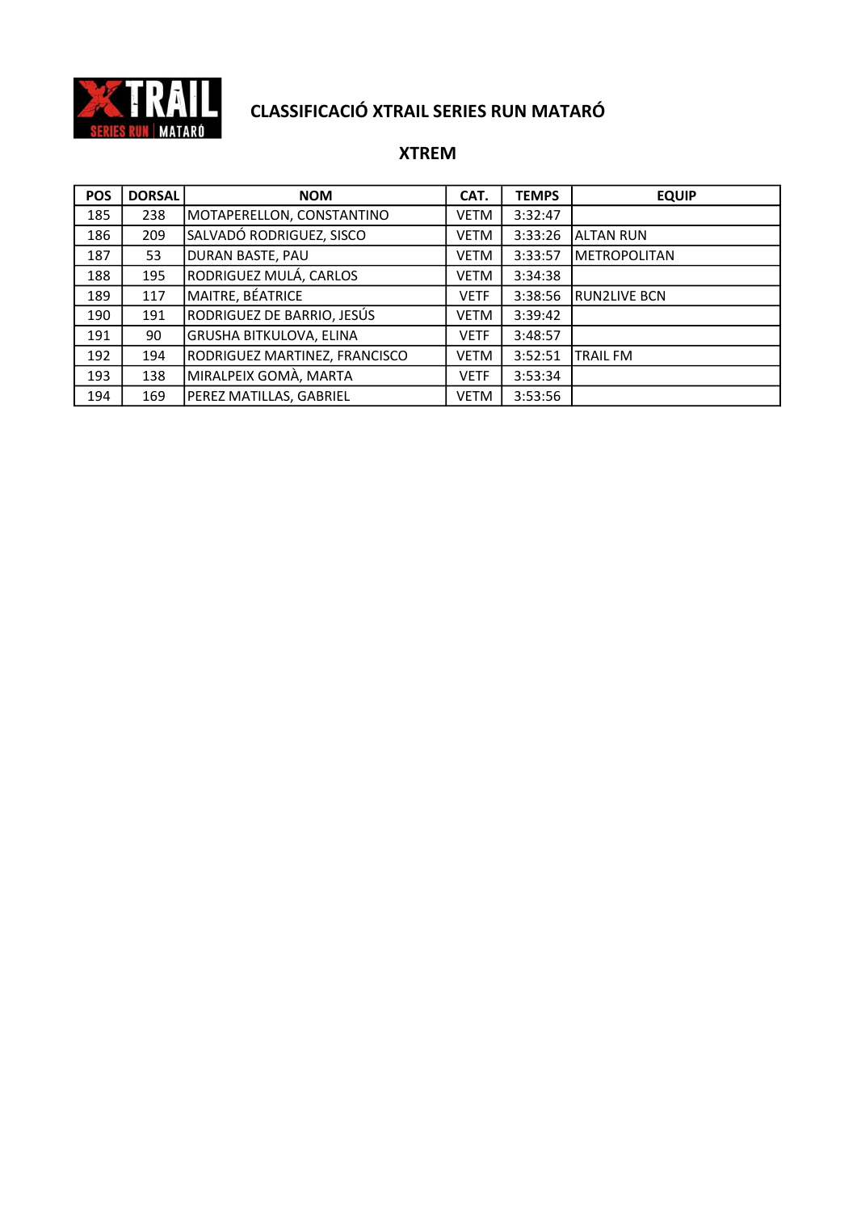# CLASSIFICACIÓ XTRAIL SERIES RUN MATARÓ

## XTREM

| POS | DORSAL | NOM | CAT. | TEMPS | EQUIP |
|---|---|---|---|---|---|
| 185 | 238 | MOTAPERELLON, CONSTANTINO | VETM | 3:32:47 | |
| 186 | 209 | SALVADÓ RODRIGUEZ, SISCO | VETM | 3:33:26 | ALTAN RUN |
| 187 | 53 | DURAN BASTE, PAU | VETM | 3:33:57 | METROPOLITAN |
| 188 | 195 | RODRIGUEZ MULÁ, CARLOS | VETM | 3:34:38 | |
| 189 | 117 | MAITRE, BÉATRICE | VETF | 3:38:56 | RUN2LIVE BCN |
| 190 | 191 | RODRIGUEZ DE BARRIO, JESÚS | VETM | 3:39:42 | |
| 191 | 90 | GRUSHA BITKULOVA, ELINA | VETF | 3:48:57 | |
| 192 | 194 | RODRIGUEZ MARTINEZ, FRANCISCO | VETM | 3:52:51 | TRAIL FM |
| 193 | 138 | MIRALPEIX GOMÀ, MARTA | VETF | 3:53:34 | |
| 194 | 169 | PEREZ MATILLAS, GABRIEL | VETM | 3:53:56 | |